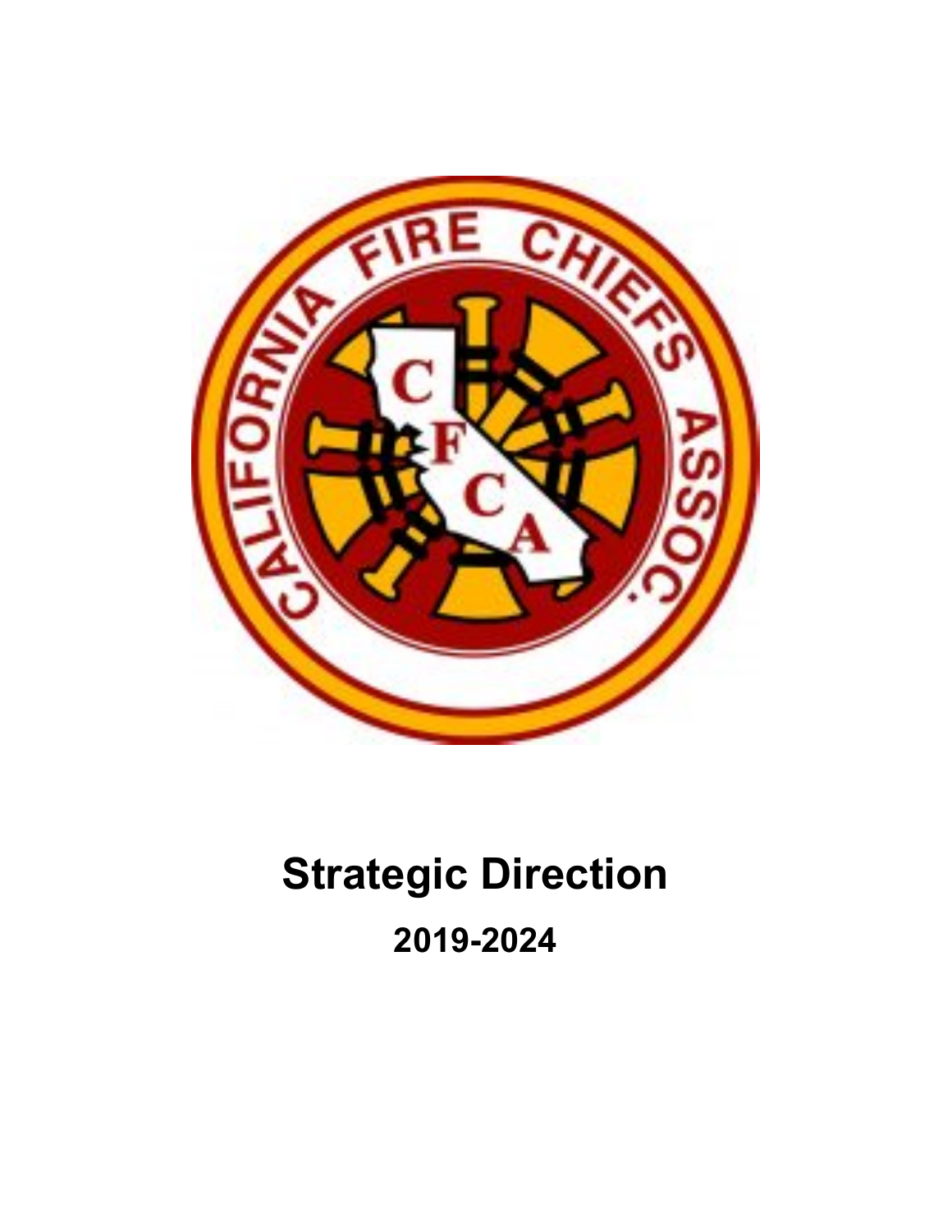# Strategic Direction

## 2019-2024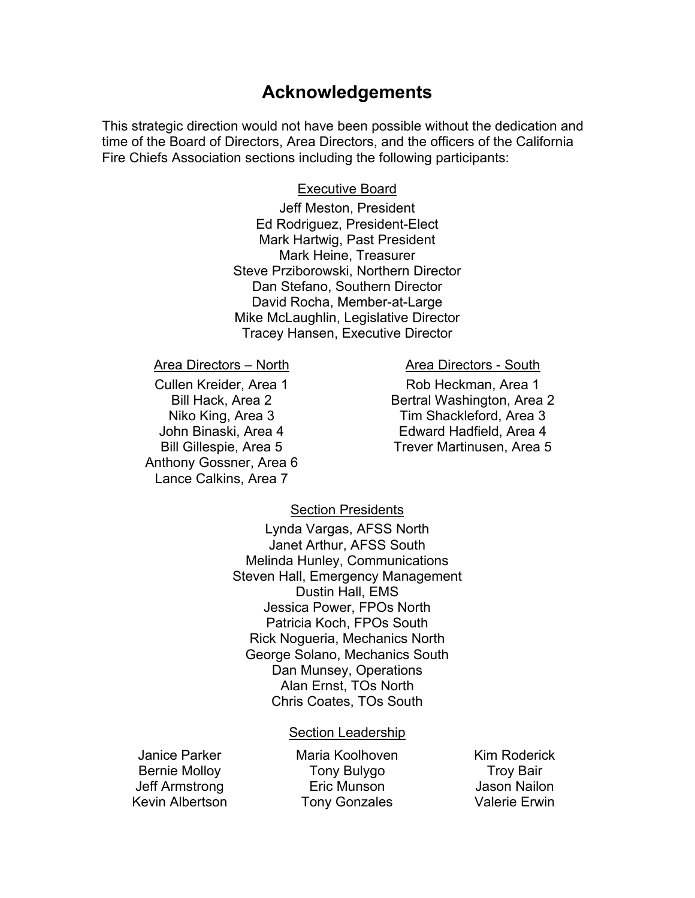# Acknowledgements

This strategic direction would not have been possible without the dedication and time of the Board of Directors, Area Directors, and the officers of the California Fire Chiefs Association sections including the following participants:

## Executive Board

Jeff Meston, President
Ed Rodriguez, President-Elect
Mark Hartwig, Past President
Mark Heine, Treasurer
Steve Prziborowski, Northern Director
Dan Stefano, Southern Director
David Rocha, Member-at-Large
Mike McLaughlin, Legislative Director
Tracey Hansen, Executive Director

## Area Directors – North

Cullen Kreider, Area 1
Bill Hack, Area 2
Niko King, Area 3
John Binaski, Area 4
Bill Gillespie, Area 5
Anthony Gossner, Area 6
Lance Calkins, Area 7

## Area Directors - South

Rob Heckman, Area 1
Bertral Washington, Area 2
Tim Shackleford, Area 3
Edward Hadfield, Area 4
Trever Martinusen, Area 5

## Section Presidents

Lynda Vargas, AFSS North
Janet Arthur, AFSS South
Melinda Hunley, Communications
Steven Hall, Emergency Management
Dustin Hall, EMS
Jessica Power, FPOs North
Patricia Koch, FPOs South
Rick Nogueria, Mechanics North
George Solano, Mechanics South
Dan Munsey, Operations
Alan Ernst, TOs North
Chris Coates, TOs South

## Section Leadership

Janice Parker
Bernie Molloy
Jeff Armstrong
Kevin Albertson
Maria Koolhoven
Tony Bulygo
Eric Munson
Tony Gonzales
Kim Roderick
Troy Bair
Jason Nailon
Valerie Erwin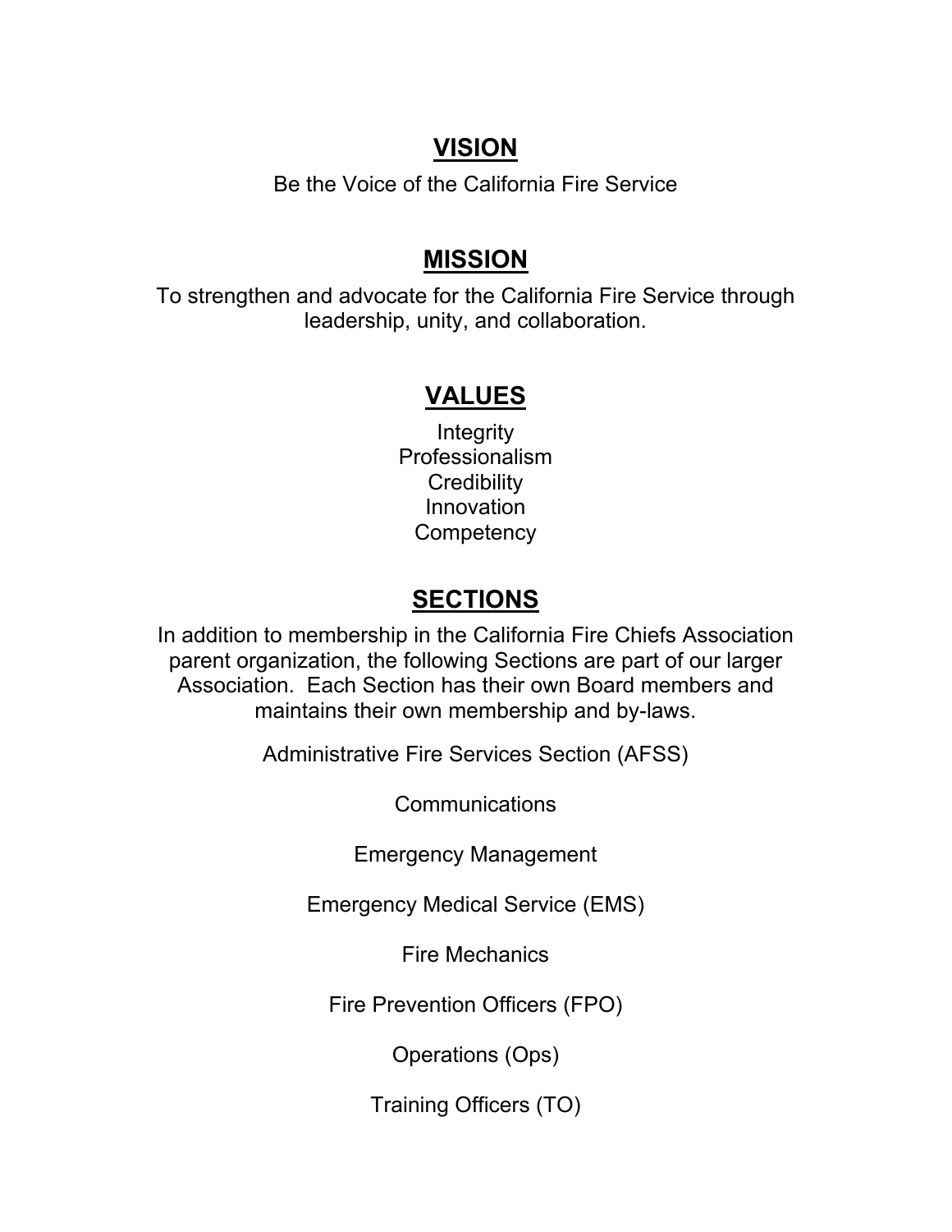## VISION

Be the Voice of the California Fire Service

## MISSION

To strengthen and advocate for the California Fire Service through leadership, unity, and collaboration.

## VALUES

Integrity
Professionalism
Credibility
Innovation
Competency

## SECTIONS

In addition to membership in the California Fire Chiefs Association parent organization, the following Sections are part of our larger Association. Each Section has their own Board members and maintains their own membership and by-laws.

Administrative Fire Services Section (AFSS)

Communications

Emergency Management

Emergency Medical Service (EMS)

Fire Mechanics

Fire Prevention Officers (FPO)

Operations (Ops)

Training Officers (TO)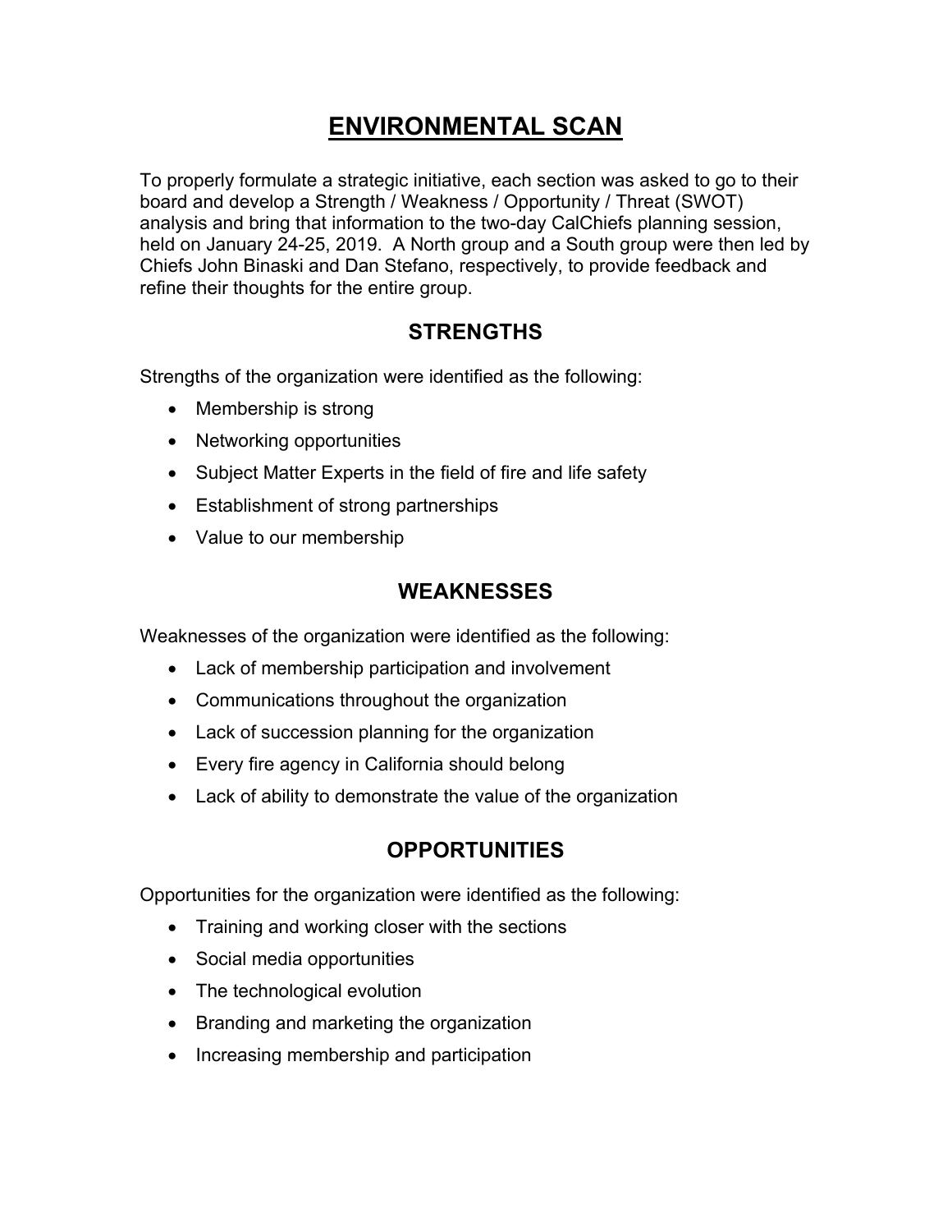# ENVIRONMENTAL SCAN

To properly formulate a strategic initiative, each section was asked to go to their board and develop a Strength / Weakness / Opportunity / Threat (SWOT) analysis and bring that information to the two-day CalChiefs planning session, held on January 24-25, 2019. A North group and a South group were then led by Chiefs John Binaski and Dan Stefano, respectively, to provide feedback and refine their thoughts for the entire group.

## STRENGTHS

Strengths of the organization were identified as the following:

- Membership is strong
- Networking opportunities
- Subject Matter Experts in the field of fire and life safety
- Establishment of strong partnerships
- Value to our membership

## WEAKNESSES

Weaknesses of the organization were identified as the following:

- Lack of membership participation and involvement
- Communications throughout the organization
- Lack of succession planning for the organization
- Every fire agency in California should belong
- Lack of ability to demonstrate the value of the organization

## OPPORTUNITIES

Opportunities for the organization were identified as the following:

- Training and working closer with the sections
- Social media opportunities
- The technological evolution
- Branding and marketing the organization
- Increasing membership and participation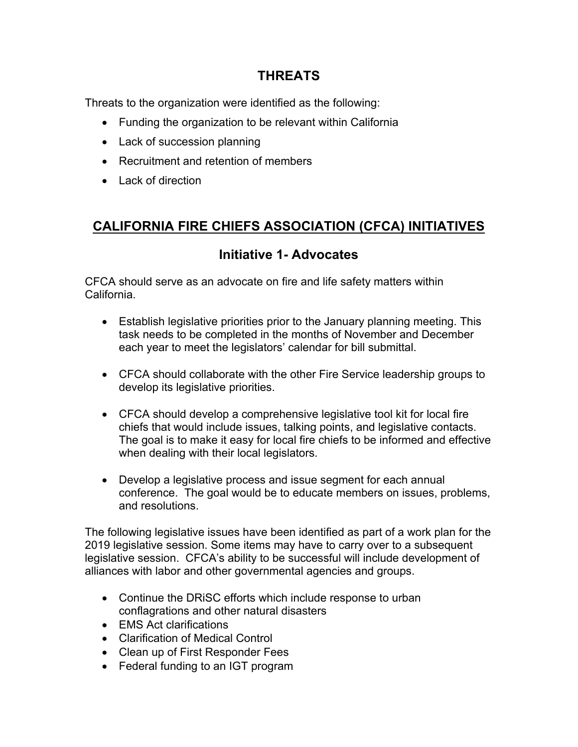## THREATS

Threats to the organization were identified as the following:

- Funding the organization to be relevant within California
- Lack of succession planning
- Recruitment and retention of members
- Lack of direction

## CALIFORNIA FIRE CHIEFS ASSOCIATION (CFCA) INITIATIVES

### Initiative 1- Advocates

CFCA should serve as an advocate on fire and life safety matters within California.

- Establish legislative priorities prior to the January planning meeting. This task needs to be completed in the months of November and December each year to meet the legislators' calendar for bill submittal.

- CFCA should collaborate with the other Fire Service leadership groups to develop its legislative priorities.

- CFCA should develop a comprehensive legislative tool kit for local fire chiefs that would include issues, talking points, and legislative contacts. The goal is to make it easy for local fire chiefs to be informed and effective when dealing with their local legislators.

- Develop a legislative process and issue segment for each annual conference. The goal would be to educate members on issues, problems, and resolutions.

The following legislative issues have been identified as part of a work plan for the 2019 legislative session. Some items may have to carry over to a subsequent legislative session. CFCA's ability to be successful will include development of alliances with labor and other governmental agencies and groups.

- Continue the DRiSC efforts which include response to urban conflagrations and other natural disasters
- EMS Act clarifications
- Clarification of Medical Control
- Clean up of First Responder Fees
- Federal funding to an IGT program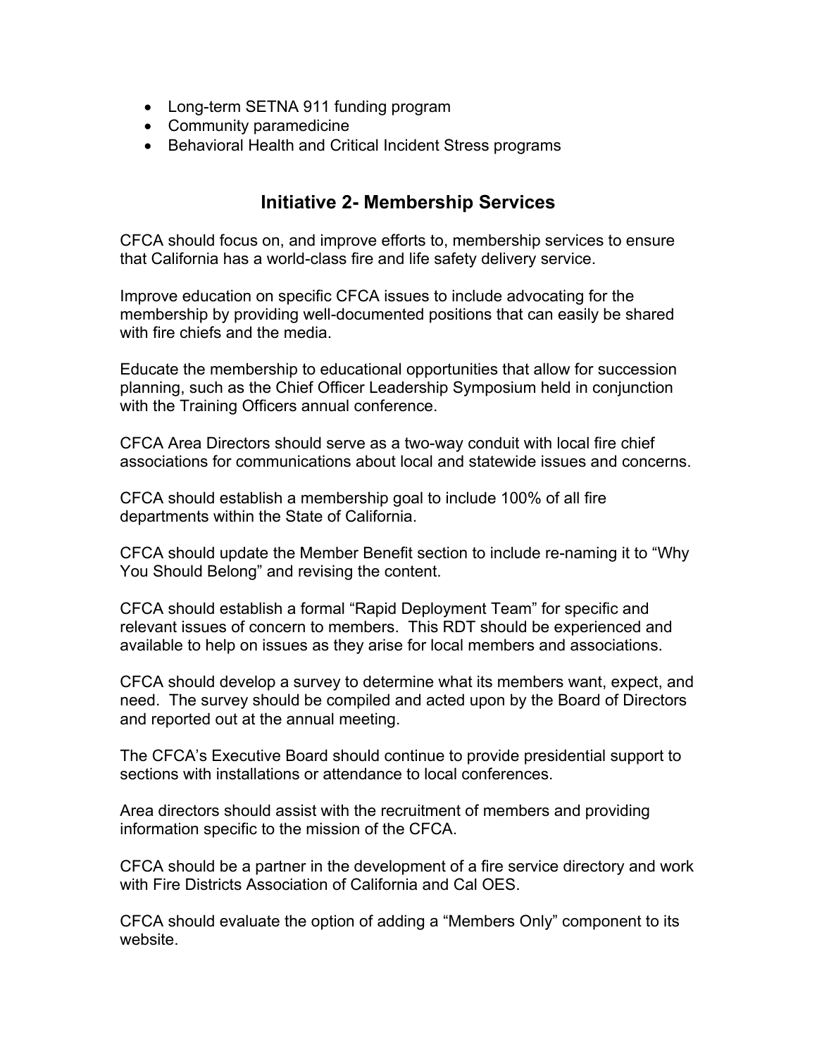- Long-term SETNA 911 funding program
- Community paramedicine
- Behavioral Health and Critical Incident Stress programs

## Initiative 2- Membership Services

CFCA should focus on, and improve efforts to, membership services to ensure that California has a world-class fire and life safety delivery service.

Improve education on specific CFCA issues to include advocating for the membership by providing well-documented positions that can easily be shared with fire chiefs and the media.

Educate the membership to educational opportunities that allow for succession planning, such as the Chief Officer Leadership Symposium held in conjunction with the Training Officers annual conference.

CFCA Area Directors should serve as a two-way conduit with local fire chief associations for communications about local and statewide issues and concerns.

CFCA should establish a membership goal to include 100% of all fire departments within the State of California.

CFCA should update the Member Benefit section to include re-naming it to "Why You Should Belong" and revising the content.

CFCA should establish a formal "Rapid Deployment Team" for specific and relevant issues of concern to members. This RDT should be experienced and available to help on issues as they arise for local members and associations.

CFCA should develop a survey to determine what its members want, expect, and need. The survey should be compiled and acted upon by the Board of Directors and reported out at the annual meeting.

The CFCA's Executive Board should continue to provide presidential support to sections with installations or attendance to local conferences.

Area directors should assist with the recruitment of members and providing information specific to the mission of the CFCA.

CFCA should be a partner in the development of a fire service directory and work with Fire Districts Association of California and Cal OES.

CFCA should evaluate the option of adding a "Members Only" component to its website.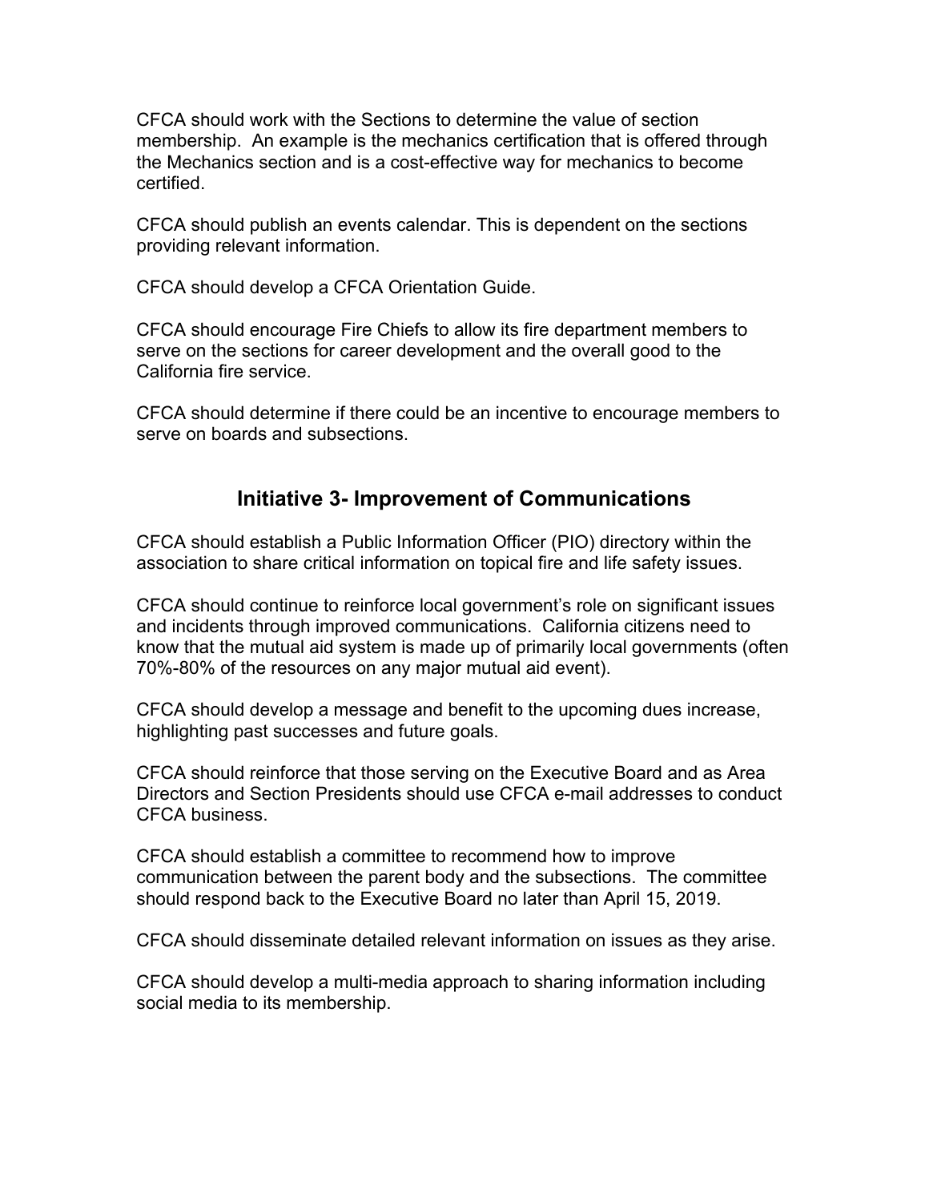CFCA should work with the Sections to determine the value of section membership. An example is the mechanics certification that is offered through the Mechanics section and is a cost-effective way for mechanics to become certified.

CFCA should publish an events calendar. This is dependent on the sections providing relevant information.

CFCA should develop a CFCA Orientation Guide.

CFCA should encourage Fire Chiefs to allow its fire department members to serve on the sections for career development and the overall good to the California fire service.

CFCA should determine if there could be an incentive to encourage members to serve on boards and subsections.

## Initiative 3- Improvement of Communications

CFCA should establish a Public Information Officer (PIO) directory within the association to share critical information on topical fire and life safety issues.

CFCA should continue to reinforce local government's role on significant issues and incidents through improved communications. California citizens need to know that the mutual aid system is made up of primarily local governments (often 70%-80% of the resources on any major mutual aid event).

CFCA should develop a message and benefit to the upcoming dues increase, highlighting past successes and future goals.

CFCA should reinforce that those serving on the Executive Board and as Area Directors and Section Presidents should use CFCA e-mail addresses to conduct CFCA business.

CFCA should establish a committee to recommend how to improve communication between the parent body and the subsections. The committee should respond back to the Executive Board no later than April 15, 2019.

CFCA should disseminate detailed relevant information on issues as they arise.

CFCA should develop a multi-media approach to sharing information including social media to its membership.